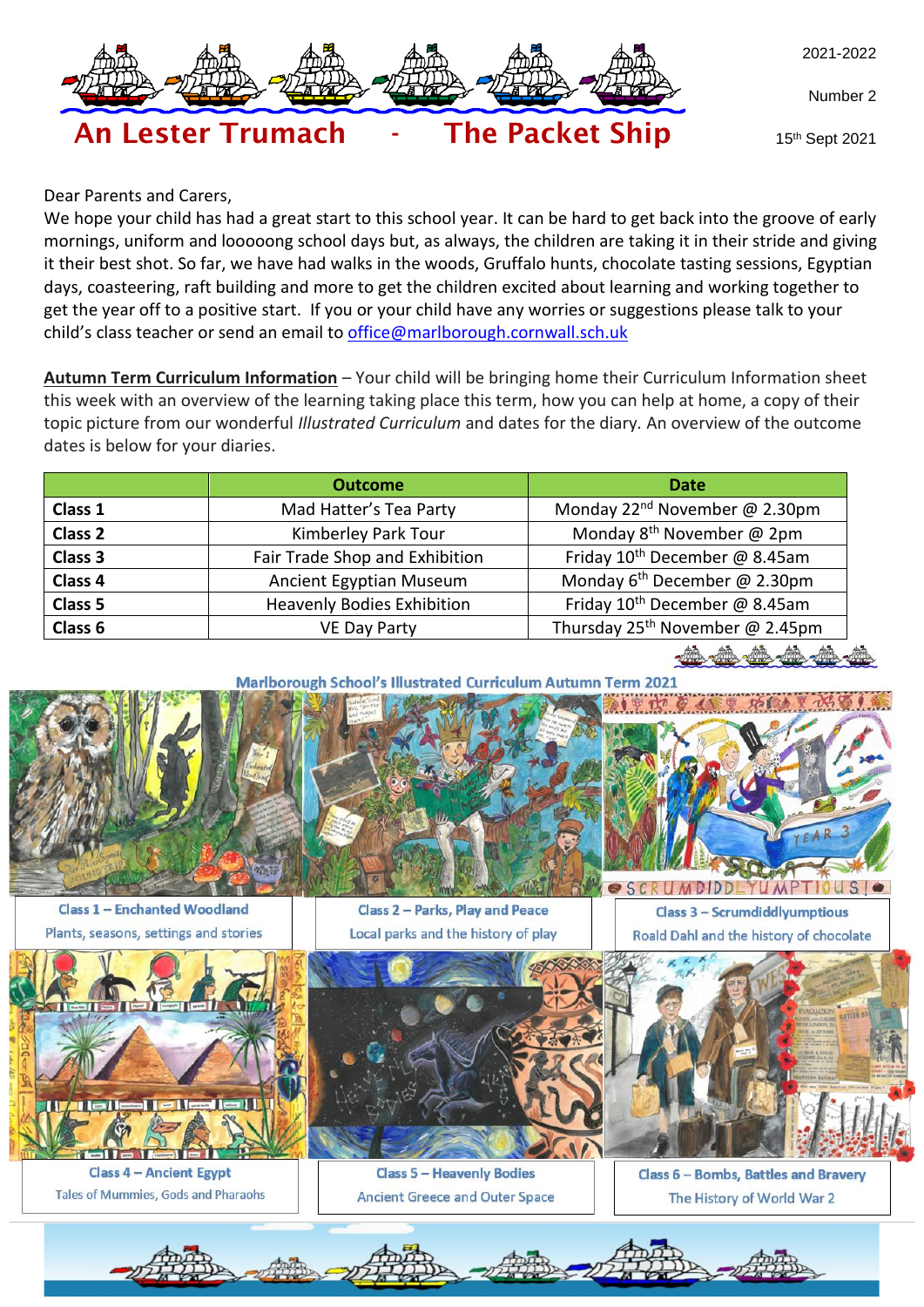# An Lester Trumach - The Packet Ship

2021-2022

Number 2

15th Sept 2021

Dear Parents and Carers,

We hope your child has had a great start to this school year. It can be hard to get back into the groove of early mornings, uniform and looooong school days but, as always, the children are taking it in their stride and giving it their best shot. So far, we have had walks in the woods, Gruffalo hunts, chocolate tasting sessions, Egyptian days, coasteering, raft building and more to get the children excited about learning and working together to get the year off to a positive start. If you or your child have any worries or suggestions please talk to your child's class teacher or send an email to office@marlborough.cornwall.sch.uk

**Autumn Term Curriculum Information** – Your child will be bringing home their Curriculum Information sheet this week with an overview of the learning taking place this term, how you can help at home, a copy of their topic picture from our wonderful *Illustrated Curriculum* and dates for the diary. An overview of the outcome dates is below for your diaries.

| | Outcome | Date |
|---|---|---|
| **Class 1** | Mad Hatter's Tea Party | Monday 22nd November @ 2.30pm |
| **Class 2** | Kimberley Park Tour | Monday 8th November @ 2pm |
| **Class 3** | Fair Trade Shop and Exhibition | Friday 10th December @ 8.45am |
| **Class 4** | Ancient Egyptian Museum | Monday 6th December @ 2.30pm |
| **Class 5** | Heavenly Bodies Exhibition | Friday 10th December @ 8.45am |
| **Class 6** | VE Day Party | Thursday 25th November @ 2.45pm |

**Marlborough School's Illustrated Curriculum Autumn Term 2021**

**Class 1 – Enchanted Woodland**
Plants, seasons, settings and stories

**Class 2 – Parks, Play and Peace**
Local parks and the history of play

**Class 3 – Scrumdiddlyumptious**
Roald Dahl and the history of chocolate

**Class 4 – Ancient Egypt**
Tales of Mummies, Gods and Pharaohs

**Class 5 – Heavenly Bodies**
Ancient Greece and Outer Space

**Class 6 – Bombs, Battles and Bravery**
The History of World War 2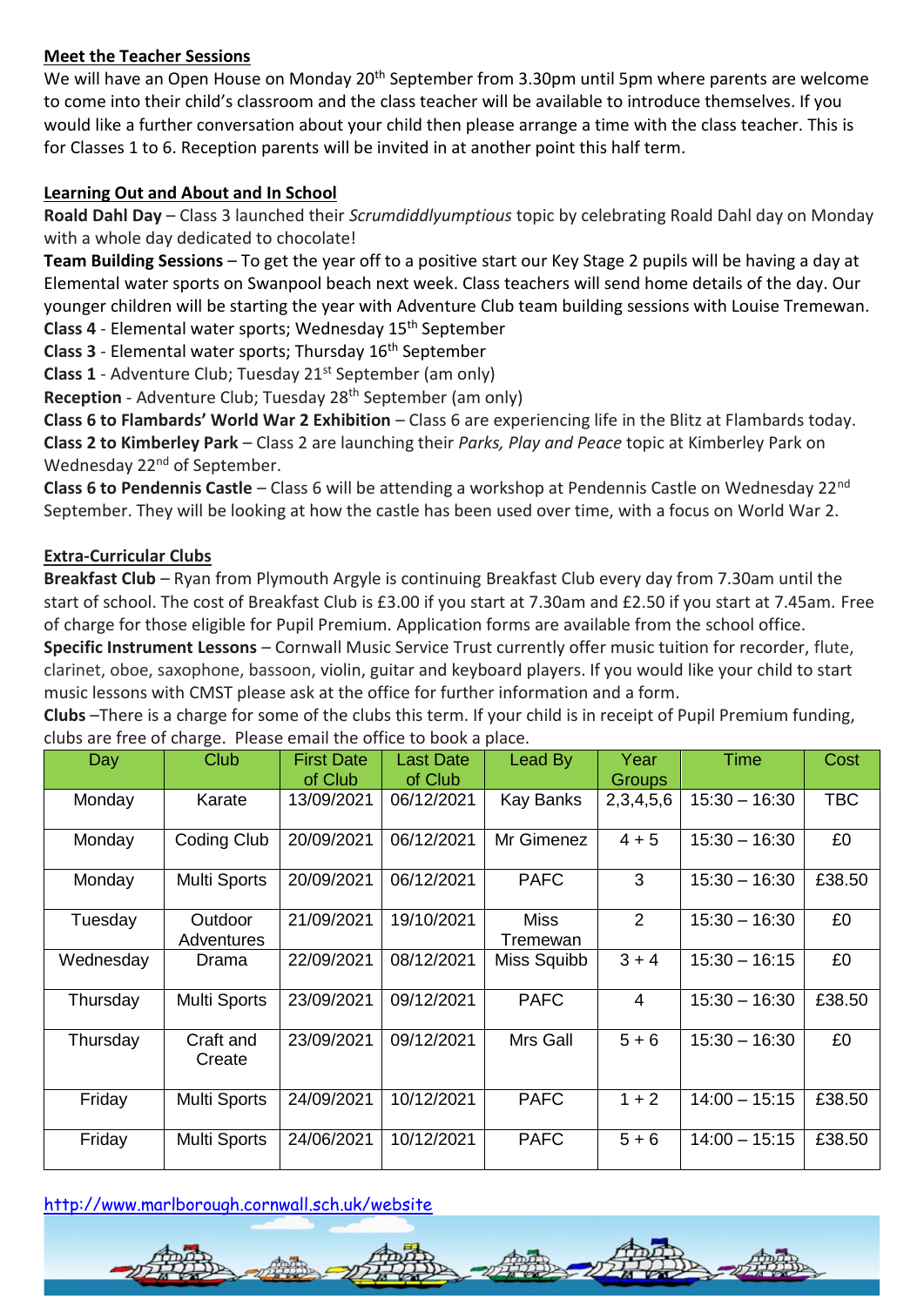**Meet the Teacher Sessions**

We will have an Open House on Monday 20th September from 3.30pm until 5pm where parents are welcome to come into their child's classroom and the class teacher will be available to introduce themselves. If you would like a further conversation about your child then please arrange a time with the class teacher. This is for Classes 1 to 6. Reception parents will be invited in at another point this half term.

**Learning Out and About and In School**

**Roald Dahl Day** – Class 3 launched their *Scrumdiddlyumptious* topic by celebrating Roald Dahl day on Monday with a whole day dedicated to chocolate!

**Team Building Sessions** – To get the year off to a positive start our Key Stage 2 pupils will be having a day at Elemental water sports on Swanpool beach next week. Class teachers will send home details of the day. Our younger children will be starting the year with Adventure Club team building sessions with Louise Tremewan.

**Class 4** - Elemental water sports; Wednesday 15th September

**Class 3** - Elemental water sports; Thursday 16th September

**Class 1** - Adventure Club; Tuesday 21st September (am only)

**Reception** - Adventure Club; Tuesday 28th September (am only)

**Class 6 to Flambards' World War 2 Exhibition** – Class 6 are experiencing life in the Blitz at Flambards today.

**Class 2 to Kimberley Park** – Class 2 are launching their *Parks, Play and Peace* topic at Kimberley Park on Wednesday 22nd of September.

**Class 6 to Pendennis Castle** – Class 6 will be attending a workshop at Pendennis Castle on Wednesday 22nd September. They will be looking at how the castle has been used over time, with a focus on World War 2.

**Extra-Curricular Clubs**

**Breakfast Club** – Ryan from Plymouth Argyle is continuing Breakfast Club every day from 7.30am until the start of school. The cost of Breakfast Club is £3.00 if you start at 7.30am and £2.50 if you start at 7.45am. Free of charge for those eligible for Pupil Premium. Application forms are available from the school office.

**Specific Instrument Lessons** – Cornwall Music Service Trust currently offer music tuition for recorder, flute, clarinet, oboe, saxophone, bassoon, violin, guitar and keyboard players. If you would like your child to start music lessons with CMST please ask at the office for further information and a form.

**Clubs** –There is a charge for some of the clubs this term. If your child is in receipt of Pupil Premium funding, clubs are free of charge. Please email the office to book a place.

| Day | Club | First Date of Club | Last Date of Club | Lead By | Year Groups | Time | Cost |
|---|---|---|---|---|---|---|---|
| Monday | Karate | 13/09/2021 | 06/12/2021 | Kay Banks | 2,3,4,5,6 | 15:30 – 16:30 | TBC |
| Monday | Coding Club | 20/09/2021 | 06/12/2021 | Mr Gimenez | 4 + 5 | 15:30 – 16:30 | £0 |
| Monday | Multi Sports | 20/09/2021 | 06/12/2021 | PAFC | 3 | 15:30 – 16:30 | £38.50 |
| Tuesday | Outdoor Adventures | 21/09/2021 | 19/10/2021 | Miss Tremewan | 2 | 15:30 – 16:30 | £0 |
| Wednesday | Drama | 22/09/2021 | 08/12/2021 | Miss Squibb | 3 + 4 | 15:30 – 16:15 | £0 |
| Thursday | Multi Sports | 23/09/2021 | 09/12/2021 | PAFC | 4 | 15:30 – 16:30 | £38.50 |
| Thursday | Craft and Create | 23/09/2021 | 09/12/2021 | Mrs Gall | 5 + 6 | 15:30 – 16:30 | £0 |
| Friday | Multi Sports | 24/09/2021 | 10/12/2021 | PAFC | 1 + 2 | 14:00 – 15:15 | £38.50 |
| Friday | Multi Sports | 24/06/2021 | 10/12/2021 | PAFC | 5 + 6 | 14:00 – 15:15 | £38.50 |

http://www.marlborough.cornwall.sch.uk/website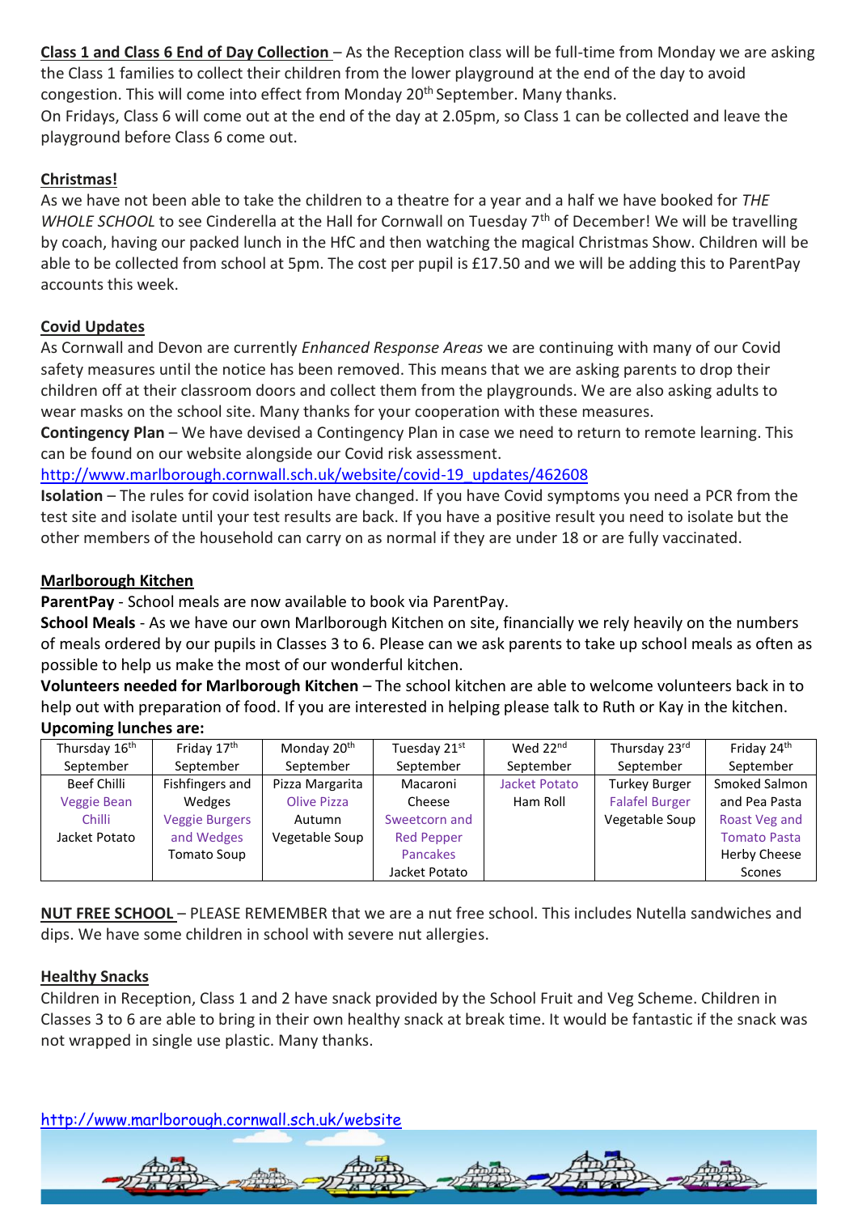**Class 1 and Class 6 End of Day Collection** – As the Reception class will be full-time from Monday we are asking the Class 1 families to collect their children from the lower playground at the end of the day to avoid congestion. This will come into effect from Monday 20th September. Many thanks.
On Fridays, Class 6 will come out at the end of the day at 2.05pm, so Class 1 can be collected and leave the playground before Class 6 come out.

**Christmas!**

As we have not been able to take the children to a theatre for a year and a half we have booked for *THE WHOLE SCHOOL* to see Cinderella at the Hall for Cornwall on Tuesday 7th of December! We will be travelling by coach, having our packed lunch in the HfC and then watching the magical Christmas Show. Children will be able to be collected from school at 5pm. The cost per pupil is £17.50 and we will be adding this to ParentPay accounts this week.

**Covid Updates**

As Cornwall and Devon are currently *Enhanced Response Areas* we are continuing with many of our Covid safety measures until the notice has been removed. This means that we are asking parents to drop their children off at their classroom doors and collect them from the playgrounds. We are also asking adults to wear masks on the school site. Many thanks for your cooperation with these measures.
**Contingency Plan** – We have devised a Contingency Plan in case we need to return to remote learning. This can be found on our website alongside our Covid risk assessment.
http://www.marlborough.cornwall.sch.uk/website/covid-19_updates/462608
**Isolation** – The rules for covid isolation have changed. If you have Covid symptoms you need a PCR from the test site and isolate until your test results are back. If you have a positive result you need to isolate but the other members of the household can carry on as normal if they are under 18 or are fully vaccinated.

**Marlborough Kitchen**

**ParentPay** - School meals are now available to book via ParentPay.
**School Meals** - As we have our own Marlborough Kitchen on site, financially we rely heavily on the numbers of meals ordered by our pupils in Classes 3 to 6. Please can we ask parents to take up school meals as often as possible to help us make the most of our wonderful kitchen.
**Volunteers needed for Marlborough Kitchen** – The school kitchen are able to welcome volunteers back in to help out with preparation of food. If you are interested in helping please talk to Ruth or Kay in the kitchen.
**Upcoming lunches are:**

| Thursday 16th September | Friday 17th September | Monday 20th September | Tuesday 21st September | Wed 22nd September | Thursday 23rd September | Friday 24th September |
|---|---|---|---|---|---|---|
| Beef Chilli<br>Veggie Bean Chilli<br>Jacket Potato | Fishfingers and Wedges<br>Veggie Burgers and Wedges<br>Tomato Soup | Pizza Margarita<br>Olive Pizza<br>Autumn Vegetable Soup | Macaroni Cheese<br>Sweetcorn and Red Pepper Pancakes<br>Jacket Potato | Jacket Potato<br>Ham Roll | Turkey Burger<br>Falafel Burger<br>Vegetable Soup | Smoked Salmon and Pea Pasta<br>Roast Veg and Tomato Pasta<br>Herby Cheese Scones |

**NUT FREE SCHOOL** – PLEASE REMEMBER that we are a nut free school. This includes Nutella sandwiches and dips. We have some children in school with severe nut allergies.

**Healthy Snacks**

Children in Reception, Class 1 and 2 have snack provided by the School Fruit and Veg Scheme. Children in Classes 3 to 6 are able to bring in their own healthy snack at break time. It would be fantastic if the snack was not wrapped in single use plastic. Many thanks.

http://www.marlborough.cornwall.sch.uk/website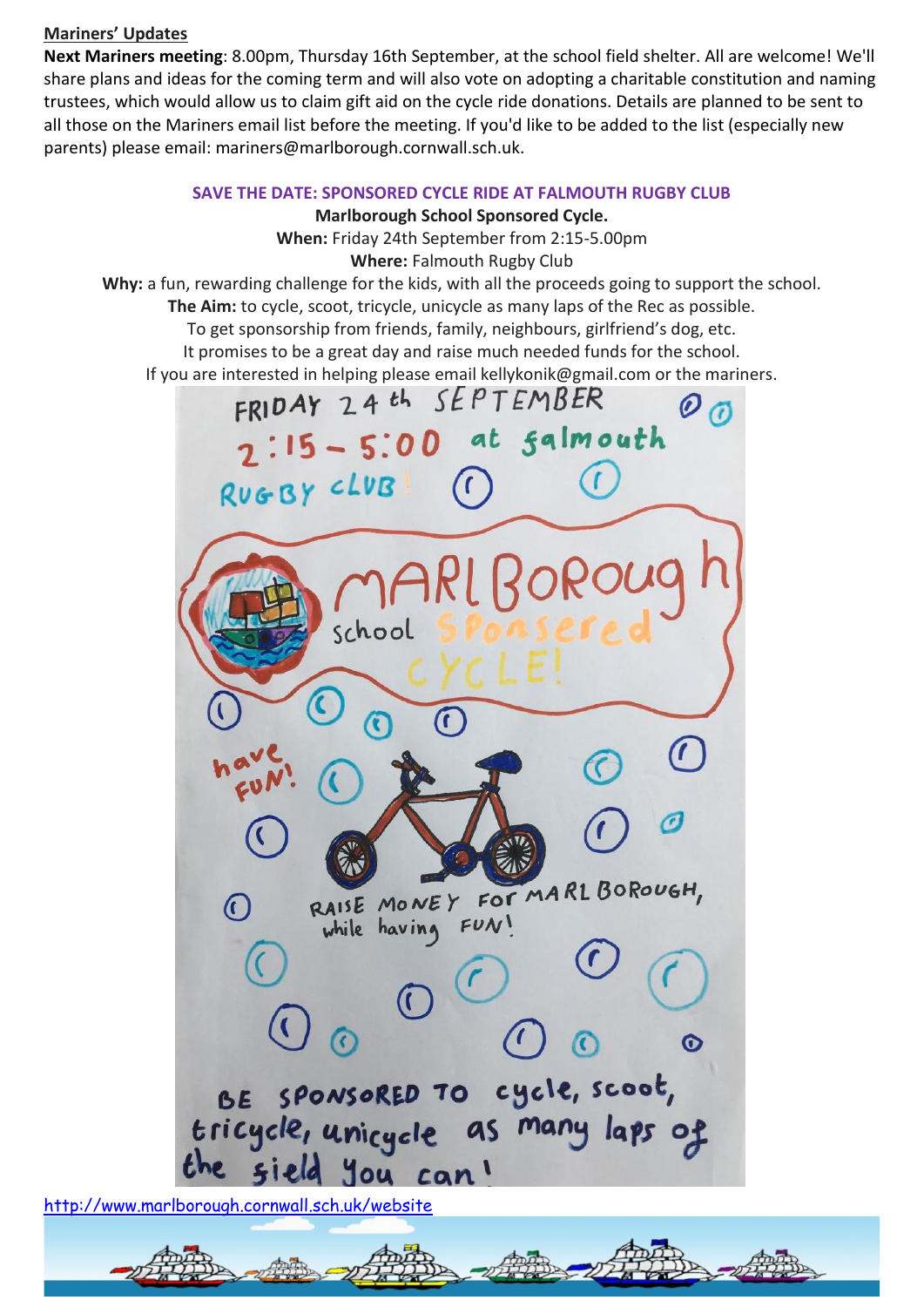## Mariners' Updates

**Next Mariners meeting**: 8.00pm, Thursday 16th September, at the school field shelter. All are welcome! We'll share plans and ideas for the coming term and will also vote on adopting a charitable constitution and naming trustees, which would allow us to claim gift aid on the cycle ride donations. Details are planned to be sent to all those on the Mariners email list before the meeting. If you'd like to be added to the list (especially new parents) please email: mariners@marlborough.cornwall.sch.uk.

### SAVE THE DATE: SPONSORED CYCLE RIDE AT FALMOUTH RUGBY CLUB

**Marlborough School Sponsored Cycle.**

**When:** Friday 24th September from 2:15-5.00pm

**Where:** Falmouth Rugby Club

**Why:** a fun, rewarding challenge for the kids, with all the proceeds going to support the school.

**The Aim:** to cycle, scoot, tricycle, unicycle as many laps of the Rec as possible.

To get sponsorship from friends, family, neighbours, girlfriend's dog, etc.

It promises to be a great day and raise much needed funds for the school.

If you are interested in helping please email kellykonik@gmail.com or the mariners.

FRIDAY 24th SEPTEMBER 2:15 – 5:00 at falmouth RUGBY CLUB!

MARLBOROUGH school Sponsered CYCLE!

have FUN!

RAISE MONEY FOR MARLBOROUGH, while having FUN!

BE SPONSORED TO cycle, scoot, tricycle, unicycle as many laps of the field you can!

http://www.marlborough.cornwall.sch.uk/website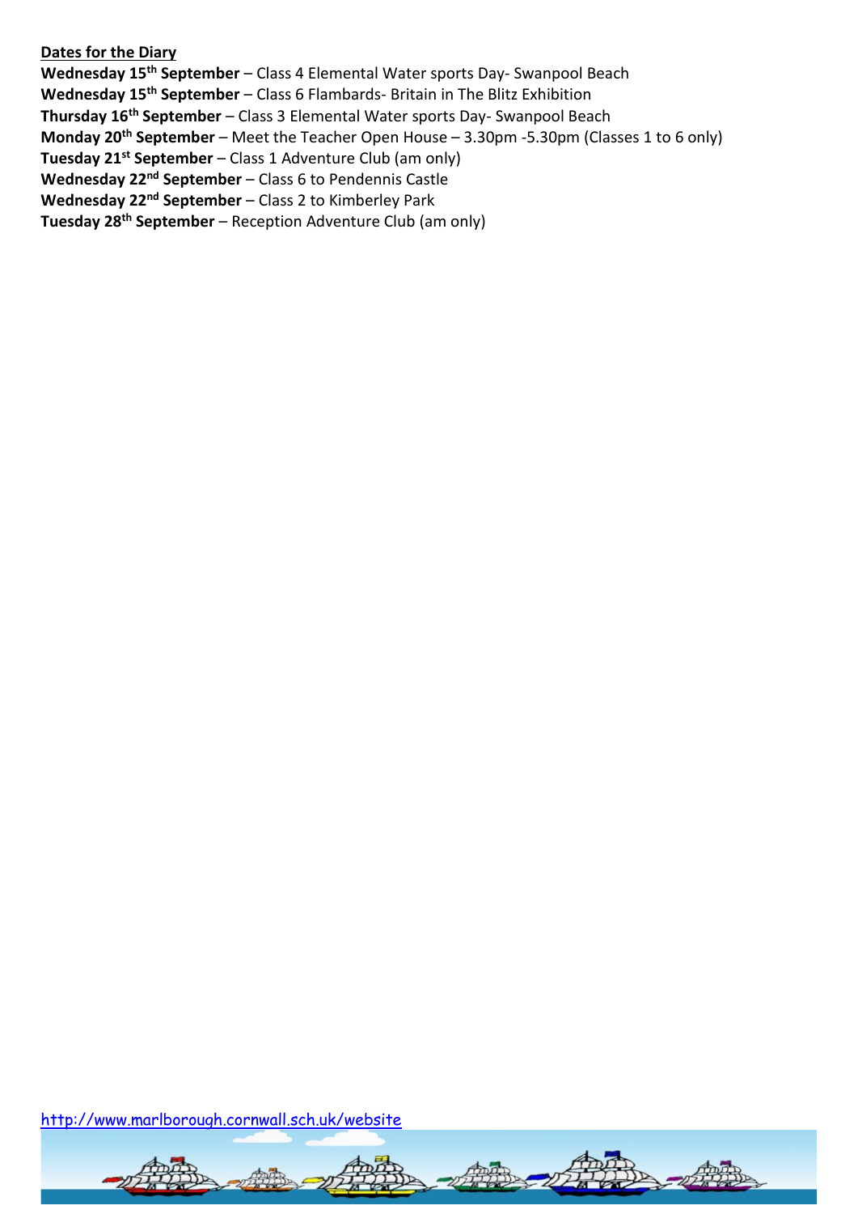**Dates for the Diary**

**Wednesday 15th September** – Class 4 Elemental Water sports Day- Swanpool Beach
**Wednesday 15th September** – Class 6 Flambards- Britain in The Blitz Exhibition
**Thursday 16th September** – Class 3 Elemental Water sports Day- Swanpool Beach
**Monday 20th September** – Meet the Teacher Open House – 3.30pm -5.30pm (Classes 1 to 6 only)
**Tuesday 21st September** – Class 1 Adventure Club (am only)
**Wednesday 22nd September** – Class 6 to Pendennis Castle
**Wednesday 22nd September** – Class 2 to Kimberley Park
**Tuesday 28th September** – Reception Adventure Club (am only)

http://www.marlborough.cornwall.sch.uk/website